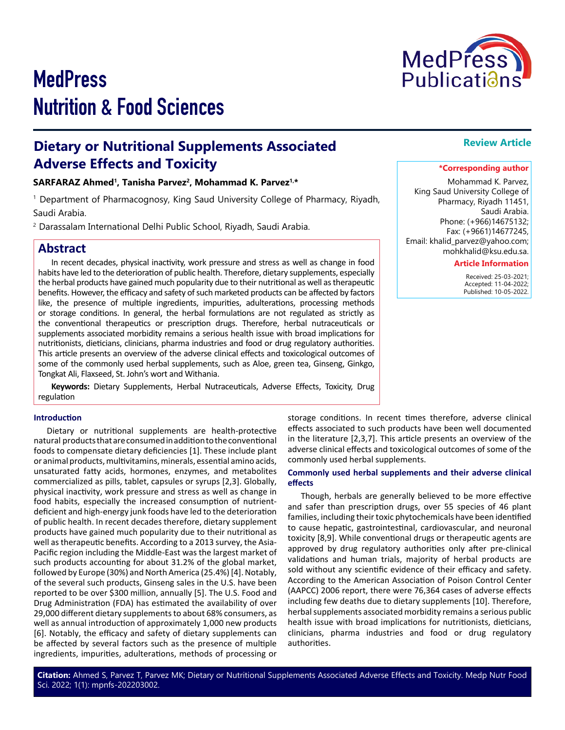# MedPress Nutrition & Food Sciences

**Review Article**

# Dietary or Nutritional Supplements Associated Adverse Effects and Toxicity

**SARFARAZ Ahmed[1], Tanisha Parvez[2], Mohammad K. Parvez[1,*]**

[1] Department of Pharmacognosy, King Saud University College of Pharmacy, Riyadh, Saudi Arabia.

[2] Darassalam International Delhi Public School, Riyadh, Saudi Arabia.

**\*Corresponding author**

Mohammad K. Parvez, King Saud University College of Pharmacy, Riyadh 11451, Saudi Arabia. Phone: (+966)14675132; Fax: (+9661)14677245, Email: khalid_parvez@yahoo.com; mohkhalid@ksu.edu.sa.

**Article Information**

Received: 25-03-2021; Accepted: 11-04-2022; Published: 10-05-2022.

## Abstract

In recent decades, physical inactivity, work pressure and stress as well as change in food habits have led to the deterioration of public health. Therefore, dietary supplements, especially the herbal products have gained much popularity due to their nutritional as well as therapeutic benefits. However, the efficacy and safety of such marketed products can be affected by factors like, the presence of multiple ingredients, impurities, adulterations, processing methods or storage conditions. In general, the herbal formulations are not regulated as strictly as the conventional therapeutics or prescription drugs. Therefore, herbal nutraceuticals or supplements associated morbidity remains a serious health issue with broad implications for nutritionists, dieticians, clinicians, pharma industries and food or drug regulatory authorities. This article presents an overview of the adverse clinical effects and toxicological outcomes of some of the commonly used herbal supplements, such as Aloe, green tea, Ginseng, Ginkgo, Tongkat Ali, Flaxseed, St. John's wort and Withania.

**Keywords:** Dietary Supplements, Herbal Nutraceuticals, Adverse Effects, Toxicity, Drug regulation

### Introduction

Dietary or nutritional supplements are health-protective natural products that are consumed in addition to the conventional foods to compensate dietary deficiencies [1]. These include plant or animal products, multivitamins, minerals, essential amino acids, unsaturated fatty acids, hormones, enzymes, and metabolites commercialized as pills, tablet, capsules or syrups [2,3]. Globally, physical inactivity, work pressure and stress as well as change in food habits, especially the increased consumption of nutrient-deficient and high-energy junk foods have led to the deterioration of public health. In recent decades therefore, dietary supplement products have gained much popularity due to their nutritional as well as therapeutic benefits. According to a 2013 survey, the Asia-Pacific region including the Middle-East was the largest market of such products accounting for about 31.2% of the global market, followed by Europe (30%) and North America (25.4%) [4]. Notably, of the several such products, Ginseng sales in the U.S. have been reported to be over $300 million, annually [5]. The U.S. Food and Drug Administration (FDA) has estimated the availability of over 29,000 different dietary supplements to about 68% consumers, as well as annual introduction of approximately 1,000 new products [6]. Notably, the efficacy and safety of dietary supplements can be affected by several factors such as the presence of multiple ingredients, impurities, adulterations, methods of processing or storage conditions. In recent times therefore, adverse clinical effects associated to such products have been well documented in the literature [2,3,7]. This article presents an overview of the adverse clinical effects and toxicological outcomes of some of the commonly used herbal supplements.

### Commonly used herbal supplements and their adverse clinical effects

Though, herbals are generally believed to be more effective and safer than prescription drugs, over 55 species of 46 plant families, including their toxic phytochemicals have been identified to cause hepatic, gastrointestinal, cardiovascular, and neuronal toxicity [8,9]. While conventional drugs or therapeutic agents are approved by drug regulatory authorities only after pre-clinical validations and human trials, majority of herbal products are sold without any scientific evidence of their efficacy and safety. According to the American Association of Poison Control Center (AAPCC) 2006 report, there were 76,364 cases of adverse effects including few deaths due to dietary supplements [10]. Therefore, herbal supplements associated morbidity remains a serious public health issue with broad implications for nutritionists, dieticians, clinicians, pharma industries and food or drug regulatory authorities.

**Citation:** Ahmed S, Parvez T, Parvez MK; Dietary or Nutritional Supplements Associated Adverse Effects and Toxicity. Medp Nutr Food Sci. 2022; 1(1): mpnfs-202203002.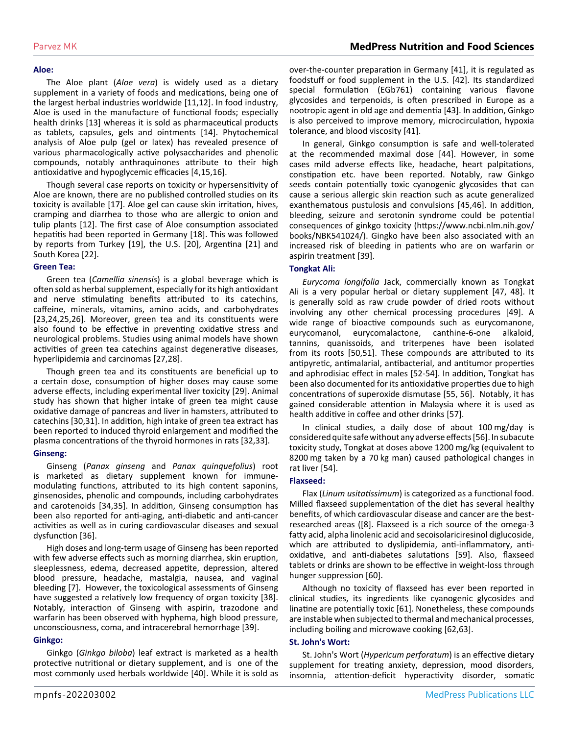**Aloe:**

The Aloe plant (*Aloe vera*) is widely used as a dietary supplement in a variety of foods and medications, being one of the largest herbal industries worldwide [11,12]. In food industry, Aloe is used in the manufacture of functional foods; especially health drinks [13] whereas it is sold as pharmaceutical products as tablets, capsules, gels and ointments [14]. Phytochemical analysis of Aloe pulp (gel or latex) has revealed presence of various pharmacologically active polysaccharides and phenolic compounds, notably anthraquinones attribute to their high antioxidative and hypoglycemic efficacies [4,15,16].

Though several case reports on toxicity or hypersensitivity of Aloe are known, there are no published controlled studies on its toxicity is available [17]. Aloe gel can cause skin irritation, hives, cramping and diarrhea to those who are allergic to onion and tulip plants [12]. The first case of Aloe consumption associated hepatitis had been reported in Germany [18]. This was followed by reports from Turkey [19], the U.S. [20], Argentina [21] and South Korea [22].

**Green Tea:**

Green tea (*Camellia sinensis*) is a global beverage which is often sold as herbal supplement, especially for its high antioxidant and nerve stimulating benefits attributed to its catechins, caffeine, minerals, vitamins, amino acids, and carbohydrates [23,24,25,26]. Moreover, green tea and its constituents were also found to be effective in preventing oxidative stress and neurological problems. Studies using animal models have shown activities of green tea catechins against degenerative diseases, hyperlipidemia and carcinomas [27,28].

Though green tea and its constituents are beneficial up to a certain dose, consumption of higher doses may cause some adverse effects, including experimental liver toxicity [29]. Animal study has shown that higher intake of green tea might cause oxidative damage of pancreas and liver in hamsters, attributed to catechins [30,31]. In addition, high intake of green tea extract has been reported to induced thyroid enlargement and modified the plasma concentrations of the thyroid hormones in rats [32,33].

**Ginseng:**

Ginseng (*Panax ginseng* and *Panax quinquefolius*) root is marketed as dietary supplement known for immune-modulating functions, attributed to its high content saponins, ginsenosides, phenolic and compounds, including carbohydrates and carotenoids [34,35]. In addition, Ginseng consumption has been also reported for anti-aging, anti-diabetic and anti-cancer activities as well as in curing cardiovascular diseases and sexual dysfunction [36].

High doses and long-term usage of Ginseng has been reported with few adverse effects such as morning diarrhea, skin eruption, sleeplessness, edema, decreased appetite, depression, altered blood pressure, headache, mastalgia, nausea, and vaginal bleeding [7]. However, the toxicological assessments of Ginseng have suggested a relatively low frequency of organ toxicity [38]. Notably, interaction of Ginseng with aspirin, trazodone and warfarin has been observed with hyphema, high blood pressure, unconsciousness, coma, and intracerebral hemorrhage [39].

**Ginkgo:**

Ginkgo (*Ginkgo biloba*) leaf extract is marketed as a health protective nutritional or dietary supplement, and is one of the most commonly used herbals worldwide [40]. While it is sold as over-the-counter preparation in Germany [41], it is regulated as foodstuff or food supplement in the U.S. [42]. Its standardized special formulation (EGb761) containing various flavone glycosides and terpenoids, is often prescribed in Europe as a nootropic agent in old age and dementia [43]. In addition, Ginkgo is also perceived to improve memory, microcirculation, hypoxia tolerance, and blood viscosity [41].

In general, Ginkgo consumption is safe and well-tolerated at the recommended maximal dose [44]. However, in some cases mild adverse effects like, headache, heart palpitations, constipation etc. have been reported. Notably, raw Ginkgo seeds contain potentially toxic cyanogenic glycosides that can cause a serious allergic skin reaction such as acute generalized exanthematous pustulosis and convulsions [45,46]. In addition, bleeding, seizure and serotonin syndrome could be potential consequences of ginkgo toxicity (https://www.ncbi.nlm.nih.gov/books/NBK541024/). Gingko have been also associated with an increased risk of bleeding in patients who are on warfarin or aspirin treatment [39].

**Tongkat Ali:**

*Eurycoma longifolia* Jack, commercially known as Tongkat Ali is a very popular herbal or dietary supplement [47, 48]. It is generally sold as raw crude powder of dried roots without involving any other chemical processing procedures [49]. A wide range of bioactive compounds such as eurycomanone, eurycomanol, eurycomalactone, canthine-6-one alkaloid, tannins, quanissoids, and triterpenes have been isolated from its roots [50,51]. These compounds are attributed to its antipyretic, antimalarial, antibacterial, and antitumor properties and aphrodisiac effect in males [52-54]. In addition, Tongkat has been also documented for its antioxidative properties due to high concentrations of superoxide dismutase [55, 56]. Notably, it has gained considerable attention in Malaysia where it is used as health additive in coffee and other drinks [57].

In clinical studies, a daily dose of about 100 mg/day is considered quite safe without any adverse effects [56]. In subacute toxicity study, Tongkat at doses above 1200 mg/kg (equivalent to 8200 mg taken by a 70 kg man) caused pathological changes in rat liver [54].

**Flaxseed:**

Flax (*Linum usitatissimum*) is categorized as a functional food. Milled flaxseed supplementation of the diet has several healthy benefits, of which cardiovascular disease and cancer are the best-researched areas ([8]. Flaxseed is a rich source of the omega-3 fatty acid, alpha linolenic acid and secoisolariciresinol diglucoside, which are attributed to dyslipidemia, anti-inflammatory, anti-oxidative, and anti-diabetes salutations [59]. Also, flaxseed tablets or drinks are shown to be effective in weight-loss through hunger suppression [60].

Although no toxicity of flaxseed has ever been reported in clinical studies, its ingredients like cyanogenic glycosides and linatine are potentially toxic [61]. Nonetheless, these compounds are instable when subjected to thermal and mechanical processes, including boiling and microwave cooking [62,63].

**St. John's Wort:**

St. John's Wort (*Hypericum perforatum*) is an effective dietary supplement for treating anxiety, depression, mood disorders, insomnia, attention-deficit hyperactivity disorder, somatic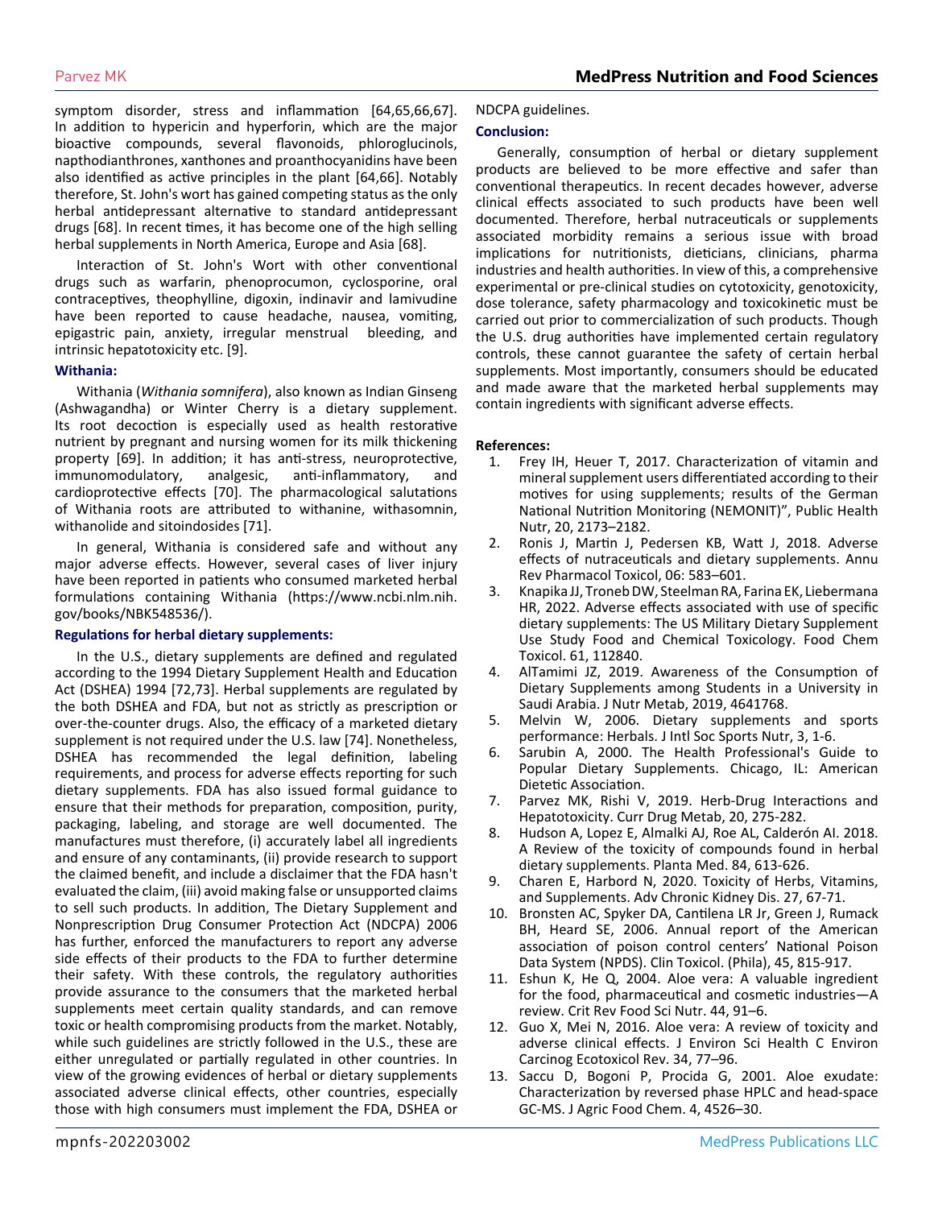symptom disorder, stress and inflammation [64,65,66,67]. In addition to hypericin and hyperforin, which are the major bioactive compounds, several flavonoids, phloroglucinols, napthodianthrones, xanthones and proanthocyanidins have been also identified as active principles in the plant [64,66]. Notably therefore, St. John's wort has gained competing status as the only herbal antidepressant alternative to standard antidepressant drugs [68]. In recent times, it has become one of the high selling herbal supplements in North America, Europe and Asia [68].

Interaction of St. John's Wort with other conventional drugs such as warfarin, phenoprocumon, cyclosporine, oral contraceptives, theophylline, digoxin, indinavir and lamivudine have been reported to cause headache, nausea, vomiting, epigastric pain, anxiety, irregular menstrual bleeding, and intrinsic hepatotoxicity etc. [9].

### Withania:

Withania (*Withania somnifera*), also known as Indian Ginseng (Ashwagandha) or Winter Cherry is a dietary supplement. Its root decoction is especially used as health restorative nutrient by pregnant and nursing women for its milk thickening property [69]. In addition; it has anti-stress, neuroprotective, immunomodulatory, analgesic, anti-inflammatory, and cardioprotective effects [70]. The pharmacological salutations of Withania roots are attributed to withanine, withasomnin, withanolide and sitoindosides [71].

In general, Withania is considered safe and without any major adverse effects. However, several cases of liver injury have been reported in patients who consumed marketed herbal formulations containing Withania (https://www.ncbi.nlm.nih.gov/books/NBK548536/).

### Regulations for herbal dietary supplements:

In the U.S., dietary supplements are defined and regulated according to the 1994 Dietary Supplement Health and Education Act (DSHEA) 1994 [72,73]. Herbal supplements are regulated by the both DSHEA and FDA, but not as strictly as prescription or over-the-counter drugs. Also, the efficacy of a marketed dietary supplement is not required under the U.S. law [74]. Nonetheless, DSHEA has recommended the legal definition, labeling requirements, and process for adverse effects reporting for such dietary supplements. FDA has also issued formal guidance to ensure that their methods for preparation, composition, purity, packaging, labeling, and storage are well documented. The manufactures must therefore, (i) accurately label all ingredients and ensure of any contaminants, (ii) provide research to support the claimed benefit, and include a disclaimer that the FDA hasn't evaluated the claim, (iii) avoid making false or unsupported claims to sell such products. In addition, The Dietary Supplement and Nonprescription Drug Consumer Protection Act (NDCPA) 2006 has further, enforced the manufacturers to report any adverse side effects of their products to the FDA to further determine their safety. With these controls, the regulatory authorities provide assurance to the consumers that the marketed herbal supplements meet certain quality standards, and can remove toxic or health compromising products from the market. Notably, while such guidelines are strictly followed in the U.S., these are either unregulated or partially regulated in other countries. In view of the growing evidences of herbal or dietary supplements associated adverse clinical effects, other countries, especially those with high consumers must implement the FDA, DSHEA or NDCPA guidelines.

### Conclusion:

Generally, consumption of herbal or dietary supplement products are believed to be more effective and safer than conventional therapeutics. In recent decades however, adverse clinical effects associated to such products have been well documented. Therefore, herbal nutraceuticals or supplements associated morbidity remains a serious issue with broad implications for nutritionists, dieticians, clinicians, pharma industries and health authorities. In view of this, a comprehensive experimental or pre-clinical studies on cytotoxicity, genotoxicity, dose tolerance, safety pharmacology and toxicokinetic must be carried out prior to commercialization of such products. Though the U.S. drug authorities have implemented certain regulatory controls, these cannot guarantee the safety of certain herbal supplements. Most importantly, consumers should be educated and made aware that the marketed herbal supplements may contain ingredients with significant adverse effects.

### References:

1. Frey IH, Heuer T, 2017. Characterization of vitamin and mineral supplement users differentiated according to their motives for using supplements; results of the German National Nutrition Monitoring (NEMONIT)", Public Health Nutr, 20, 2173–2182.
2. Ronis J, Martin J, Pedersen KB, Watt J, 2018. Adverse effects of nutraceuticals and dietary supplements. Annu Rev Pharmacol Toxicol, 06: 583–601.
3. Knapika JJ, Troneb DW, Steelman RA, Farina EK, Liebermana HR, 2022. Adverse effects associated with use of specific dietary supplements: The US Military Dietary Supplement Use Study Food and Chemical Toxicology. Food Chem Toxicol. 61, 112840.
4. AlTamimi JZ, 2019. Awareness of the Consumption of Dietary Supplements among Students in a University in Saudi Arabia. J Nutr Metab, 2019, 4641768.
5. Melvin W, 2006. Dietary supplements and sports performance: Herbals. J Intl Soc Sports Nutr, 3, 1-6.
6. Sarubin A, 2000. The Health Professional's Guide to Popular Dietary Supplements. Chicago, IL: American Dietetic Association.
7. Parvez MK, Rishi V, 2019. Herb-Drug Interactions and Hepatotoxicity. Curr Drug Metab, 20, 275-282.
8. Hudson A, Lopez E, Almalki AJ, Roe AL, Calderón AI. 2018. A Review of the toxicity of compounds found in herbal dietary supplements. Planta Med. 84, 613-626.
9. Charen E, Harbord N, 2020. Toxicity of Herbs, Vitamins, and Supplements. Adv Chronic Kidney Dis. 27, 67-71.
10. Bronsten AC, Spyker DA, Cantilena LR Jr, Green J, Rumack BH, Heard SE, 2006. Annual report of the American association of poison control centers' National Poison Data System (NPDS). Clin Toxicol. (Phila), 45, 815-917.
11. Eshun K, He Q, 2004. Aloe vera: A valuable ingredient for the food, pharmaceutical and cosmetic industries—A review. Crit Rev Food Sci Nutr. 44, 91–6.
12. Guo X, Mei N, 2016. Aloe vera: A review of toxicity and adverse clinical effects. J Environ Sci Health C Environ Carcinog Ecotoxicol Rev. 34, 77–96.
13. Saccu D, Bogoni P, Procida G, 2001. Aloe exudate: Characterization by reversed phase HPLC and head-space GC-MS. J Agric Food Chem. 4, 4526–30.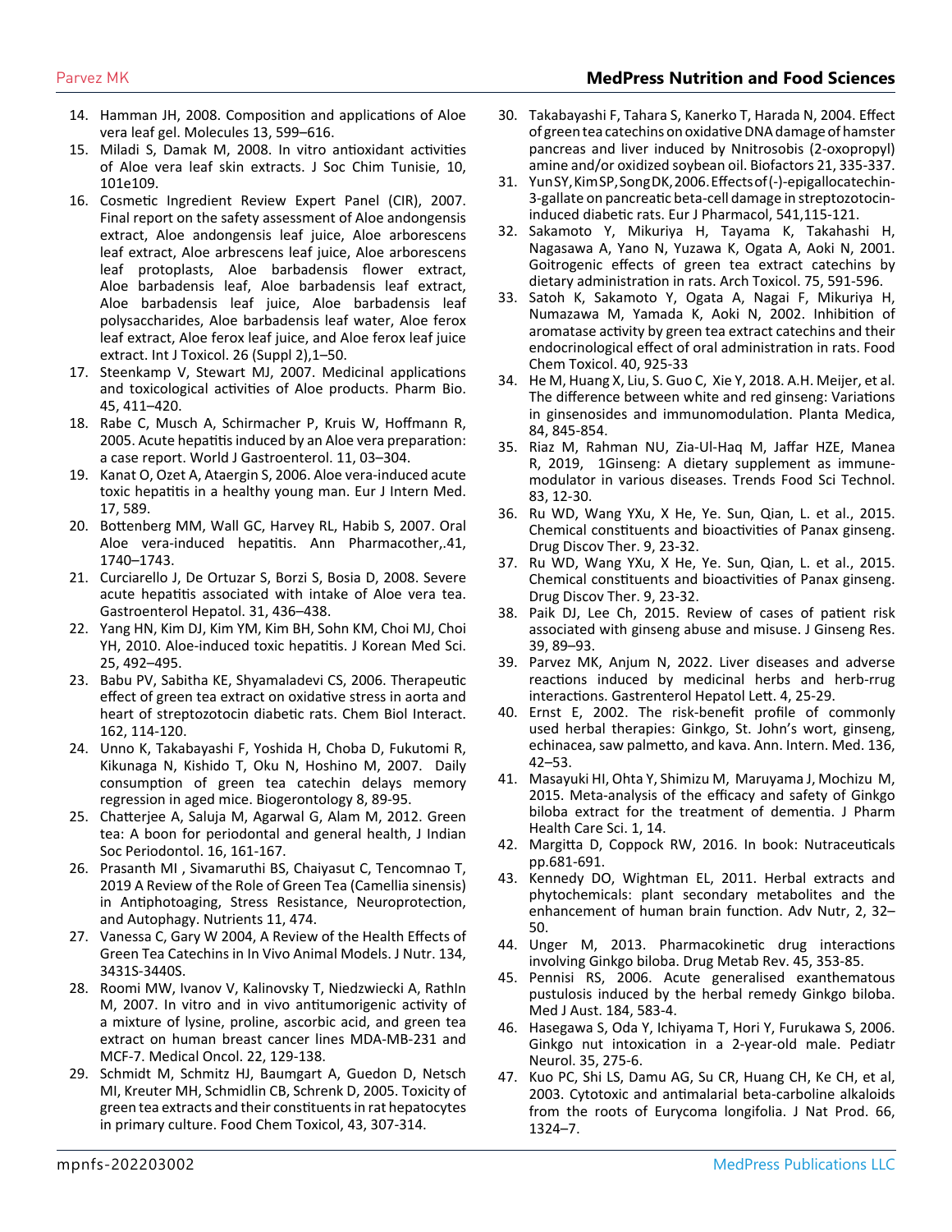14. Hamman JH, 2008. Composition and applications of Aloe vera leaf gel. Molecules 13, 599–616.
15. Miladi S, Damak M, 2008. In vitro antioxidant activities of Aloe vera leaf skin extracts. J Soc Chim Tunisie, 10, 101e109.
16. Cosmetic Ingredient Review Expert Panel (CIR), 2007. Final report on the safety assessment of Aloe andongensis extract, Aloe andongensis leaf juice, Aloe arborescens leaf extract, Aloe arbrescens leaf juice, Aloe arborescens leaf protoplasts, Aloe barbadensis flower extract, Aloe barbadensis leaf, Aloe barbadensis leaf extract, Aloe barbadensis leaf juice, Aloe barbadensis leaf polysaccharides, Aloe barbadensis leaf water, Aloe ferox leaf extract, Aloe ferox leaf juice, and Aloe ferox leaf juice extract. Int J Toxicol. 26 (Suppl 2),1–50.
17. Steenkamp V, Stewart MJ, 2007. Medicinal applications and toxicological activities of Aloe products. Pharm Bio. 45, 411–420.
18. Rabe C, Musch A, Schirmacher P, Kruis W, Hoffmann R, 2005. Acute hepatitis induced by an Aloe vera preparation: a case report. World J Gastroenterol. 11, 03–304.
19. Kanat O, Ozet A, Ataergin S, 2006. Aloe vera-induced acute toxic hepatitis in a healthy young man. Eur J Intern Med. 17, 589.
20. Bottenberg MM, Wall GC, Harvey RL, Habib S, 2007. Oral Aloe vera-induced hepatitis. Ann Pharmacother,.41, 1740–1743.
21. Curciarello J, De Ortuzar S, Borzi S, Bosia D, 2008. Severe acute hepatitis associated with intake of Aloe vera tea. Gastroenterol Hepatol. 31, 436–438.
22. Yang HN, Kim DJ, Kim YM, Kim BH, Sohn KM, Choi MJ, Choi YH, 2010. Aloe-induced toxic hepatitis. J Korean Med Sci. 25, 492–495.
23. Babu PV, Sabitha KE, Shyamaladevi CS, 2006. Therapeutic effect of green tea extract on oxidative stress in aorta and heart of streptozotocin diabetic rats. Chem Biol Interact. 162, 114-120.
24. Unno K, Takabayashi F, Yoshida H, Choba D, Fukutomi R, Kikunaga N, Kishido T, Oku N, Hoshino M, 2007. Daily consumption of green tea catechin delays memory regression in aged mice. Biogerontology 8, 89-95.
25. Chatterjee A, Saluja M, Agarwal G, Alam M, 2012. Green tea: A boon for periodontal and general health, J Indian Soc Periodontol. 16, 161-167.
26. Prasanth MI , Sivamaruthi BS, Chaiyasut C, Tencomnao T, 2019 A Review of the Role of Green Tea (Camellia sinensis) in Antiphotoaging, Stress Resistance, Neuroprotection, and Autophagy. Nutrients 11, 474.
27. Vanessa C, Gary W 2004, A Review of the Health Effects of Green Tea Catechins in In Vivo Animal Models. J Nutr. 134, 3431S-3440S.
28. Roomi MW, Ivanov V, Kalinovsky T, Niedzwiecki A, RathIn M, 2007. In vitro and in vivo antitumorigenic activity of a mixture of lysine, proline, ascorbic acid, and green tea extract on human breast cancer lines MDA-MB-231 and MCF-7. Medical Oncol. 22, 129-138.
29. Schmidt M, Schmitz HJ, Baumgart A, Guedon D, Netsch MI, Kreuter MH, Schmidlin CB, Schrenk D, 2005. Toxicity of green tea extracts and their constituents in rat hepatocytes in primary culture. Food Chem Toxicol, 43, 307-314.
30. Takabayashi F, Tahara S, Kanerko T, Harada N, 2004. Effect of green tea catechins on oxidative DNA damage of hamster pancreas and liver induced by Nnitrosobis (2-oxopropyl) amine and/or oxidized soybean oil. Biofactors 21, 335-337.
31. Yun SY, Kim SP, Song DK, 2006. Effects of (-)-epigallocatechin-3-gallate on pancreatic beta-cell damage in streptozotocin-induced diabetic rats. Eur J Pharmacol, 541,115-121.
32. Sakamoto Y, Mikuriya H, Tayama K, Takahashi H, Nagasawa A, Yano N, Yuzawa K, Ogata A, Aoki N, 2001. Goitrogenic effects of green tea extract catechins by dietary administration in rats. Arch Toxicol. 75, 591-596.
33. Satoh K, Sakamoto Y, Ogata A, Nagai F, Mikuriya H, Numazawa M, Yamada K, Aoki N, 2002. Inhibition of aromatase activity by green tea extract catechins and their endocrinological effect of oral administration in rats. Food Chem Toxicol. 40, 925-33
34. He M, Huang X, Liu, S. Guo C, Xie Y, 2018. A.H. Meijer, et al. The difference between white and red ginseng: Variations in ginsenosides and immunomodulation. Planta Medica, 84, 845-854.
35. Riaz M, Rahman NU, Zia-Ul-Haq M, Jaffar HZE, Manea R, 2019, 1Ginseng: A dietary supplement as immune-modulator in various diseases. Trends Food Sci Technol. 83, 12-30.
36. Ru WD, Wang YXu, X He, Ye. Sun, Qian, L. et al., 2015. Chemical constituents and bioactivities of Panax ginseng. Drug Discov Ther. 9, 23-32.
37. Ru WD, Wang YXu, X He, Ye. Sun, Qian, L. et al., 2015. Chemical constituents and bioactivities of Panax ginseng. Drug Discov Ther. 9, 23-32.
38. Paik DJ, Lee Ch, 2015. Review of cases of patient risk associated with ginseng abuse and misuse. J Ginseng Res. 39, 89–93.
39. Parvez MK, Anjum N, 2022. Liver diseases and adverse reactions induced by medicinal herbs and herb-rrug interactions. Gastroenterol Hepatol Lett. 4, 25-29.
40. Ernst E, 2002. The risk-benefit profile of commonly used herbal therapies: Ginkgo, St. John's wort, ginseng, echinacea, saw palmetto, and kava. Ann. Intern. Med. 136, 42–53.
41. Masayuki HI, Ohta Y, Shimizu M, Maruyama J, Mochizu M, 2015. Meta-analysis of the efficacy and safety of Ginkgo biloba extract for the treatment of dementia. J Pharm Health Care Sci. 1, 14.
42. Margitta D, Coppock RW, 2016. In book: Nutraceuticals pp.681-691.
43. Kennedy DO, Wightman EL, 2011. Herbal extracts and phytochemicals: plant secondary metabolites and the enhancement of human brain function. Adv Nutr, 2, 32–50.
44. Unger M, 2013. Pharmacokinetic drug interactions involving Ginkgo biloba. Drug Metab Rev. 45, 353-85.
45. Pennisi RS, 2006. Acute generalised exanthematous pustulosis induced by the herbal remedy Ginkgo biloba. Med J Aust. 184, 583-4.
46. Hasegawa S, Oda Y, Ichiyama T, Hori Y, Furukawa S, 2006. Ginkgo nut intoxication in a 2-year-old male. Pediatr Neurol. 35, 275-6.
47. Kuo PC, Shi LS, Damu AG, Su CR, Huang CH, Ke CH, et al, 2003. Cytotoxic and antimalarial beta-carboline alkaloids from the roots of Eurycoma longifolia. J Nat Prod. 66, 1324–7.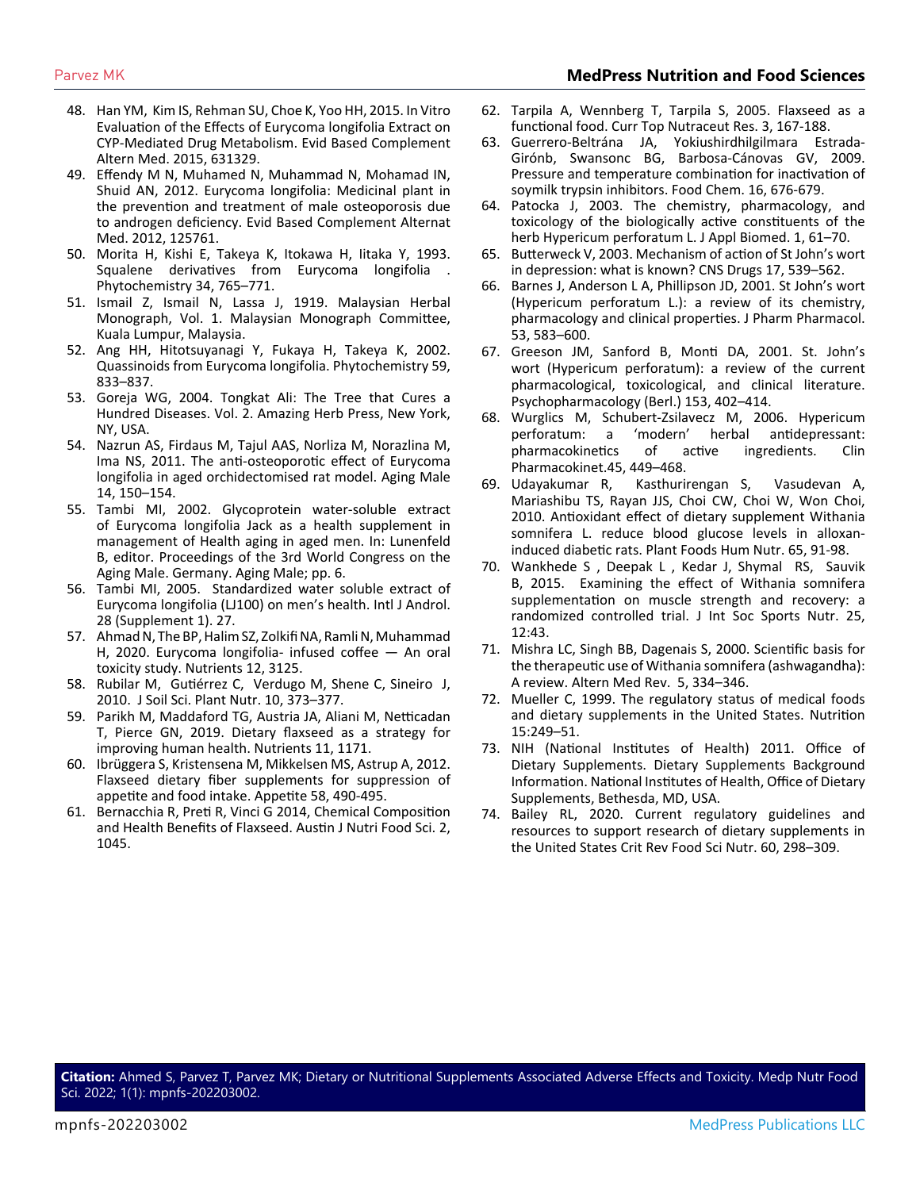48. Han YM, Kim IS, Rehman SU, Choe K, Yoo HH, 2015. In Vitro Evaluation of the Effects of Eurycoma longifolia Extract on CYP-Mediated Drug Metabolism. Evid Based Complement Altern Med. 2015, 631329.
49. Effendy M N, Muhamed N, Muhammad N, Mohamad IN, Shuid AN, 2012. Eurycoma longifolia: Medicinal plant in the prevention and treatment of male osteoporosis due to androgen deficiency. Evid Based Complement Alternat Med. 2012, 125761.
50. Morita H, Kishi E, Takeya K, Itokawa H, Iitaka Y, 1993. Squalene derivatives from Eurycoma longifolia . Phytochemistry 34, 765–771.
51. Ismail Z, Ismail N, Lassa J, 1919. Malaysian Herbal Monograph, Vol. 1. Malaysian Monograph Committee, Kuala Lumpur, Malaysia.
52. Ang HH, Hitotsuyanagi Y, Fukaya H, Takeya K, 2002. Quassinoids from Eurycoma longifolia. Phytochemistry 59, 833–837.
53. Goreja WG, 2004. Tongkat Ali: The Tree that Cures a Hundred Diseases. Vol. 2. Amazing Herb Press, New York, NY, USA.
54. Nazrun AS, Firdaus M, Tajul AAS, Norliza M, Norazlina M, Ima NS, 2011. The anti-osteoporotic effect of Eurycoma longifolia in aged orchidectomised rat model. Aging Male 14, 150–154.
55. Tambi MI, 2002. Glycoprotein water-soluble extract of Eurycoma longifolia Jack as a health supplement in management of Health aging in aged men. In: Lunenfeld B, editor. Proceedings of the 3rd World Congress on the Aging Male. Germany. Aging Male; pp. 6.
56. Tambi MI, 2005. Standardized water soluble extract of Eurycoma longifolia (LJ100) on men's health. Intl J Androl. 28 (Supplement 1). 27.
57. Ahmad N, The BP, Halim SZ, Zolkifi NA, Ramli N, Muhammad H, 2020. Eurycoma longifolia- infused coffee — An oral toxicity study. Nutrients 12, 3125.
58. Rubilar M, Gutiérrez C, Verdugo M, Shene C, Sineiro J, 2010. J Soil Sci. Plant Nutr. 10, 373–377.
59. Parikh M, Maddaford TG, Austria JA, Aliani M, Netticadan T, Pierce GN, 2019. Dietary flaxseed as a strategy for improving human health. Nutrients 11, 1171.
60. Ibrüggera S, Kristensena M, Mikkelsen MS, Astrup A, 2012. Flaxseed dietary fiber supplements for suppression of appetite and food intake. Appetite 58, 490-495.
61. Bernacchia R, Preti R, Vinci G 2014, Chemical Composition and Health Benefits of Flaxseed. Austin J Nutri Food Sci. 2, 1045.
62. Tarpila A, Wennberg T, Tarpila S, 2005. Flaxseed as a functional food. Curr Top Nutraceut Res. 3, 167-188.
63. Guerrero-Beltrána JA, Yokiushirdhilgilmara Estrada-Girónb, Swansonc BG, Barbosa-Cánovas GV, 2009. Pressure and temperature combination for inactivation of soymilk trypsin inhibitors. Food Chem. 16, 676-679.
64. Patocka J, 2003. The chemistry, pharmacology, and toxicology of the biologically active constituents of the herb Hypericum perforatum L. J Appl Biomed. 1, 61–70.
65. Butterweck V, 2003. Mechanism of action of St John's wort in depression: what is known? CNS Drugs 17, 539–562.
66. Barnes J, Anderson L A, Phillipson JD, 2001. St John's wort (Hypericum perforatum L.): a review of its chemistry, pharmacology and clinical properties. J Pharm Pharmacol. 53, 583–600.
67. Greeson JM, Sanford B, Monti DA, 2001. St. John's wort (Hypericum perforatum): a review of the current pharmacological, toxicological, and clinical literature. Psychopharmacology (Berl.) 153, 402–414.
68. Wurglics M, Schubert-Zsilavecz M, 2006. Hypericum perforatum: a 'modern' herbal antidepressant: pharmacokinetics of active ingredients. Clin Pharmacokinet.45, 449–468.
69. Udayakumar R, Kasthurirengan S, Vasudevan A, Mariashibu TS, Rayan JJS, Choi CW, Choi W, Won Choi, 2010. Antioxidant effect of dietary supplement Withania somnifera L. reduce blood glucose levels in alloxan-induced diabetic rats. Plant Foods Hum Nutr. 65, 91-98.
70. Wankhede S , Deepak L , Kedar J, Shymal RS, Sauvik B, 2015. Examining the effect of Withania somnifera supplementation on muscle strength and recovery: a randomized controlled trial. J Int Soc Sports Nutr. 25, 12:43.
71. Mishra LC, Singh BB, Dagenais S, 2000. Scientific basis for the therapeutic use of Withania somnifera (ashwagandha): A review. Altern Med Rev. 5, 334–346.
72. Mueller C, 1999. The regulatory status of medical foods and dietary supplements in the United States. Nutrition 15:249–51.
73. NIH (National Institutes of Health) 2011. Office of Dietary Supplements. Dietary Supplements Background Information. National Institutes of Health, Office of Dietary Supplements, Bethesda, MD, USA.
74. Bailey RL, 2020. Current regulatory guidelines and resources to support research of dietary supplements in the United States Crit Rev Food Sci Nutr. 60, 298–309.

**Citation:** Ahmed S, Parvez T, Parvez MK; Dietary or Nutritional Supplements Associated Adverse Effects and Toxicity. Medp Nutr Food Sci. 2022; 1(1): mpnfs-202203002.